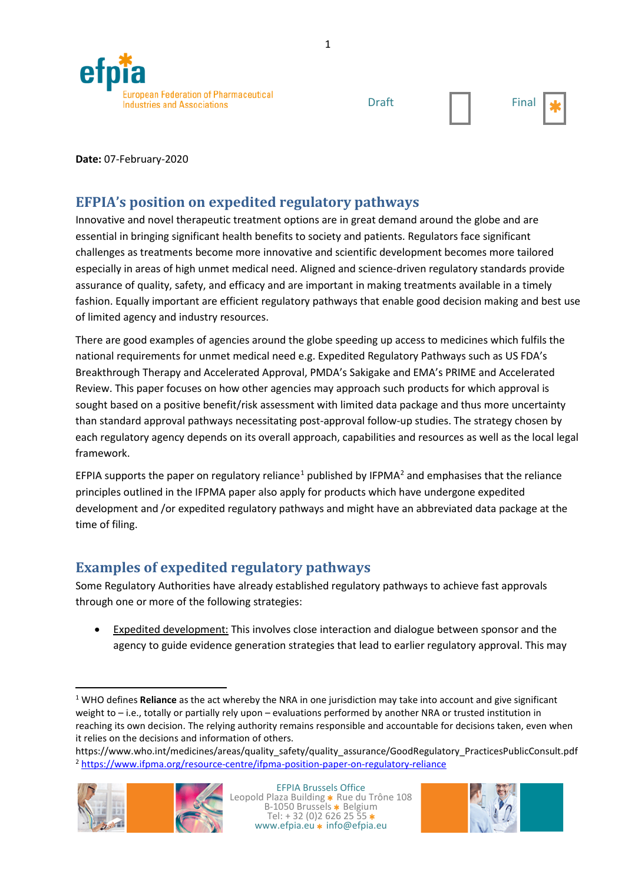efpia
European Federation of Pharmaceutical Industries and Associations

Draft ☐ Final ☒

**Date:** 07-February-2020

## EFPIA's position on expedited regulatory pathways

Innovative and novel therapeutic treatment options are in great demand around the globe and are essential in bringing significant health benefits to society and patients. Regulators face significant challenges as treatments become more innovative and scientific development becomes more tailored especially in areas of high unmet medical need. Aligned and science-driven regulatory standards provide assurance of quality, safety, and efficacy and are important in making treatments available in a timely fashion. Equally important are efficient regulatory pathways that enable good decision making and best use of limited agency and industry resources.

There are good examples of agencies around the globe speeding up access to medicines which fulfils the national requirements for unmet medical need e.g. Expedited Regulatory Pathways such as US FDA's Breakthrough Therapy and Accelerated Approval, PMDA's Sakigake and EMA's PRIME and Accelerated Review. This paper focuses on how other agencies may approach such products for which approval is sought based on a positive benefit/risk assessment with limited data package and thus more uncertainty than standard approval pathways necessitating post-approval follow-up studies. The strategy chosen by each regulatory agency depends on its overall approach, capabilities and resources as well as the local legal framework.

EFPIA supports the paper on regulatory reliance[1] published by IFPMA[2] and emphasises that the reliance principles outlined in the IFPMA paper also apply for products which have undergone expedited development and /or expedited regulatory pathways and might have an abbreviated data package at the time of filing.

## Examples of expedited regulatory pathways

Some Regulatory Authorities have already established regulatory pathways to achieve fast approvals through one or more of the following strategies:

- Expedited development: This involves close interaction and dialogue between sponsor and the agency to guide evidence generation strategies that lead to earlier regulatory approval. This may

---

[1] WHO defines **Reliance** as the act whereby the NRA in one jurisdiction may take into account and give significant weight to – i.e., totally or partially rely upon – evaluations performed by another NRA or trusted institution in reaching its own decision. The relying authority remains responsible and accountable for decisions taken, even when it relies on the decisions and information of others.
https://www.who.int/medicines/areas/quality_safety/quality_assurance/GoodRegulatory_PracticesPublicConsult.pdf

[2] https://www.ifpma.org/resource-centre/ifpma-position-paper-on-regulatory-reliance

EFPIA Brussels Office
Leopold Plaza Building * Rue du Trône 108
B-1050 Brussels * Belgium
Tel: + 32 (0)2 626 25 55 *
www.efpia.eu * info@efpia.eu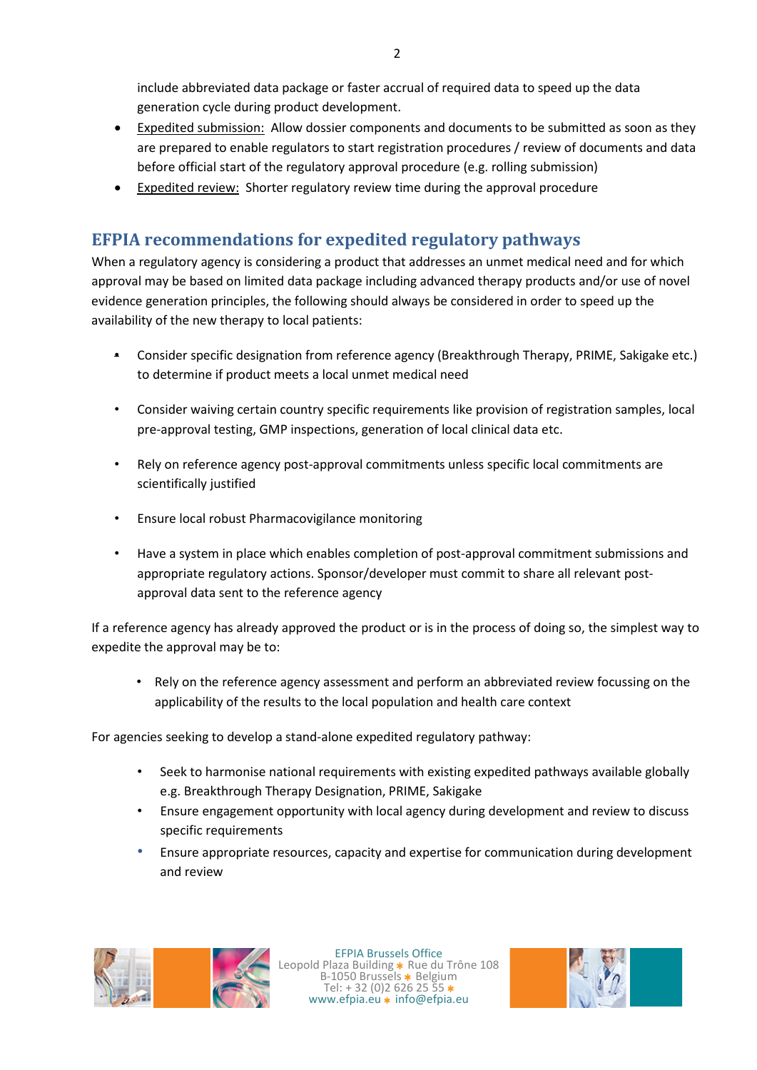include abbreviated data package or faster accrual of required data to speed up the data generation cycle during product development.

- Expedited submission: Allow dossier components and documents to be submitted as soon as they are prepared to enable regulators to start registration procedures / review of documents and data before official start of the regulatory approval procedure (e.g. rolling submission)
- Expedited review: Shorter regulatory review time during the approval procedure

## EFPIA recommendations for expedited regulatory pathways

When a regulatory agency is considering a product that addresses an unmet medical need and for which approval may be based on limited data package including advanced therapy products and/or use of novel evidence generation principles, the following should always be considered in order to speed up the availability of the new therapy to local patients:

- Consider specific designation from reference agency (Breakthrough Therapy, PRIME, Sakigake etc.) to determine if product meets a local unmet medical need
- Consider waiving certain country specific requirements like provision of registration samples, local pre-approval testing, GMP inspections, generation of local clinical data etc.
- Rely on reference agency post-approval commitments unless specific local commitments are scientifically justified
- Ensure local robust Pharmacovigilance monitoring
- Have a system in place which enables completion of post-approval commitment submissions and appropriate regulatory actions. Sponsor/developer must commit to share all relevant post-approval data sent to the reference agency

If a reference agency has already approved the product or is in the process of doing so, the simplest way to expedite the approval may be to:

- Rely on the reference agency assessment and perform an abbreviated review focussing on the applicability of the results to the local population and health care context

For agencies seeking to develop a stand-alone expedited regulatory pathway:

- Seek to harmonise national requirements with existing expedited pathways available globally e.g. Breakthrough Therapy Designation, PRIME, Sakigake
- Ensure engagement opportunity with local agency during development and review to discuss specific requirements
- Ensure appropriate resources, capacity and expertise for communication during development and review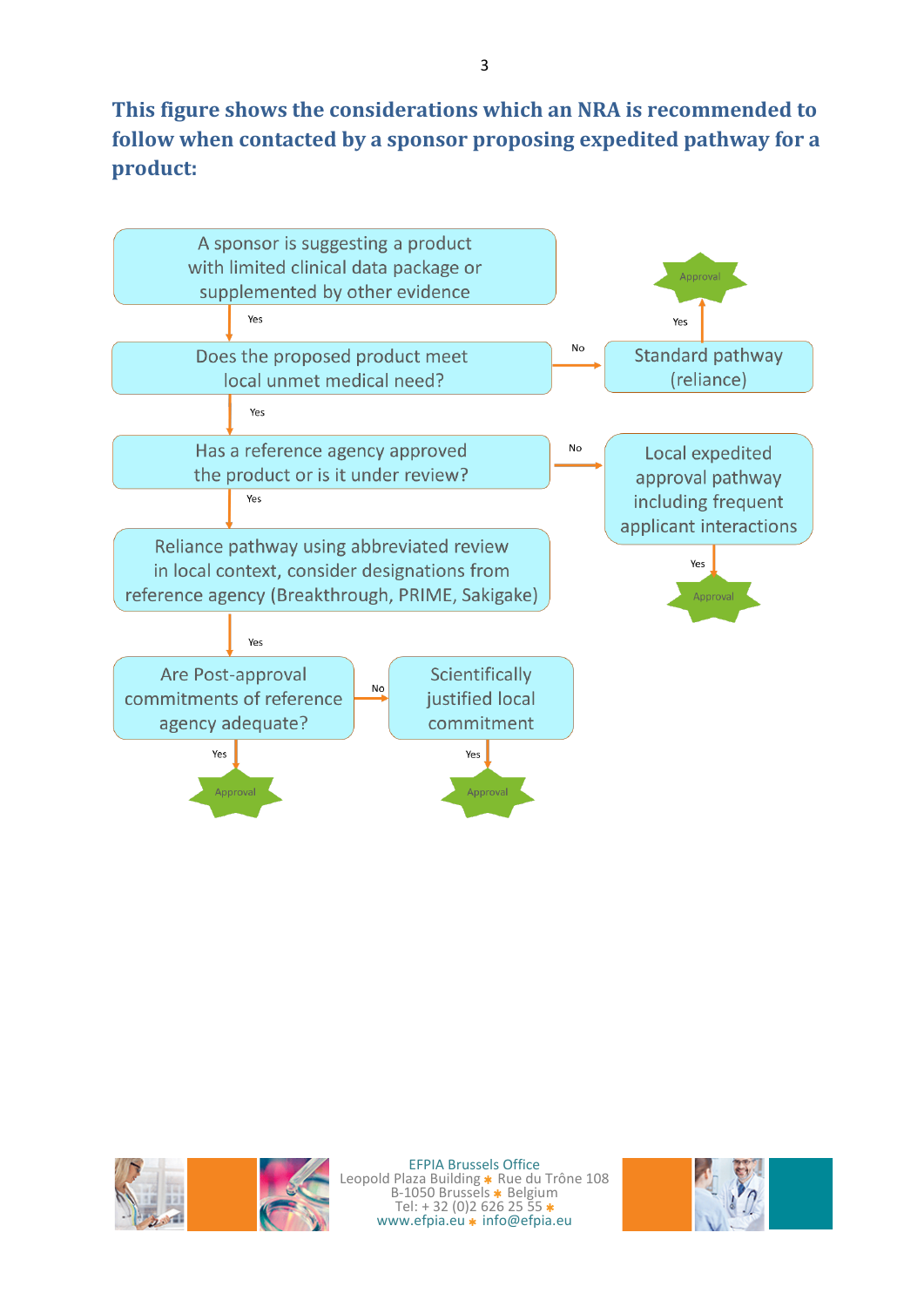**This figure shows the considerations which an NRA is recommended to follow when contacted by a sponsor proposing expedited pathway for a product:**

A sponsor is suggesting a product with limited clinical data package or supplemented by other evidence

Yes

Does the proposed product meet local unmet medical need?

No

Standard pathway (reliance)

Yes

Approval

Yes

Has a reference agency approved the product or is it under review?

No

Local expedited approval pathway including frequent applicant interactions

Yes

Approval

Yes

Reliance pathway using abbreviated review in local context, consider designations from reference agency (Breakthrough, PRIME, Sakigake)

Yes

Are Post-approval commitments of reference agency adequate?

No

Scientifically justified local commitment

Yes

Approval

Yes

Approval

EFPIA Brussels Office
Leopold Plaza Building * Rue du Trône 108
B-1050 Brussels * Belgium
Tel: + 32 (0)2 626 25 55 *
www.efpia.eu * info@efpia.eu